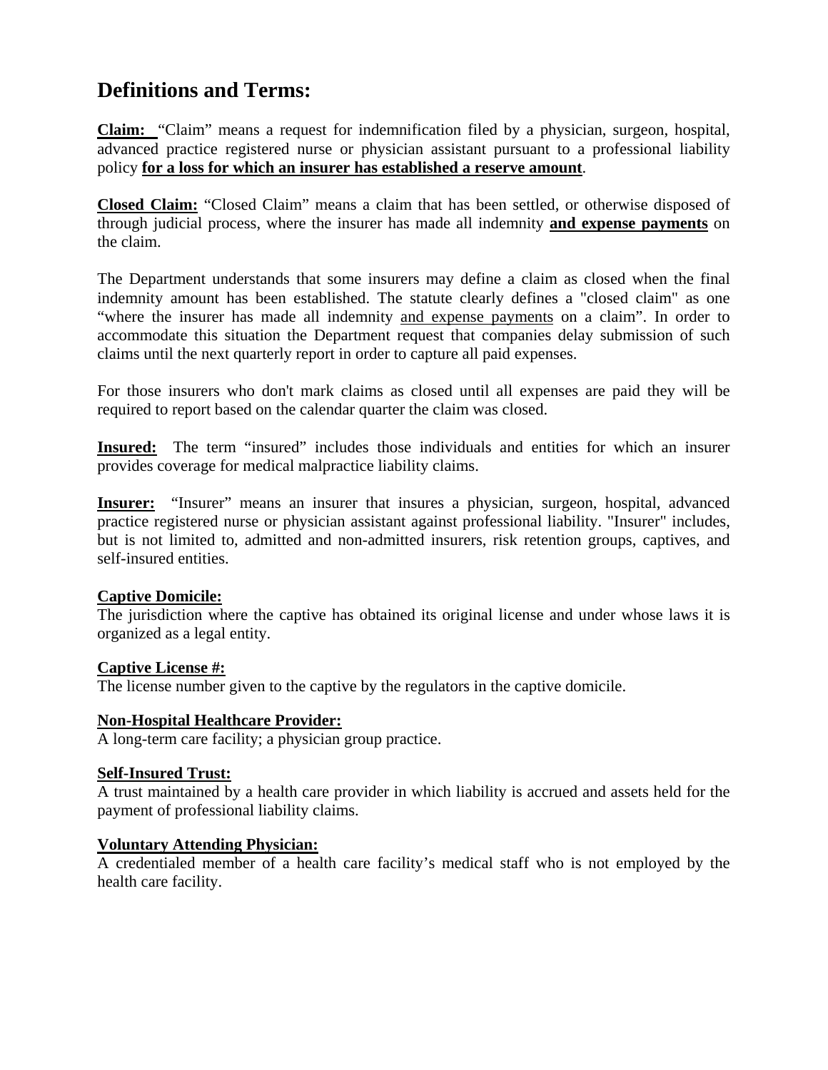# Definitions and Terms:

**Claim:** "Claim" means a request for indemnification filed by a physician, surgeon, hospital, advanced practice registered nurse or physician assistant pursuant to a professional liability policy **for a loss for which an insurer has established a reserve amount**.

**Closed Claim:** "Closed Claim" means a claim that has been settled, or otherwise disposed of through judicial process, where the insurer has made all indemnity **and expense payments** on the claim.

The Department understands that some insurers may define a claim as closed when the final indemnity amount has been established. The statute clearly defines a "closed claim" as one "where the insurer has made all indemnity and expense payments on a claim". In order to accommodate this situation the Department request that companies delay submission of such claims until the next quarterly report in order to capture all paid expenses.

For those insurers who don't mark claims as closed until all expenses are paid they will be required to report based on the calendar quarter the claim was closed.

**Insured:** The term "insured" includes those individuals and entities for which an insurer provides coverage for medical malpractice liability claims.

**Insurer:** "Insurer" means an insurer that insures a physician, surgeon, hospital, advanced practice registered nurse or physician assistant against professional liability. "Insurer" includes, but is not limited to, admitted and non-admitted insurers, risk retention groups, captives, and self-insured entities.

**Captive Domicile:**
The jurisdiction where the captive has obtained its original license and under whose laws it is organized as a legal entity.

**Captive License #:**
The license number given to the captive by the regulators in the captive domicile.

**Non-Hospital Healthcare Provider:**
A long-term care facility; a physician group practice.

**Self-Insured Trust:**
A trust maintained by a health care provider in which liability is accrued and assets held for the payment of professional liability claims.

**Voluntary Attending Physician:**
A credentialed member of a health care facility's medical staff who is not employed by the health care facility.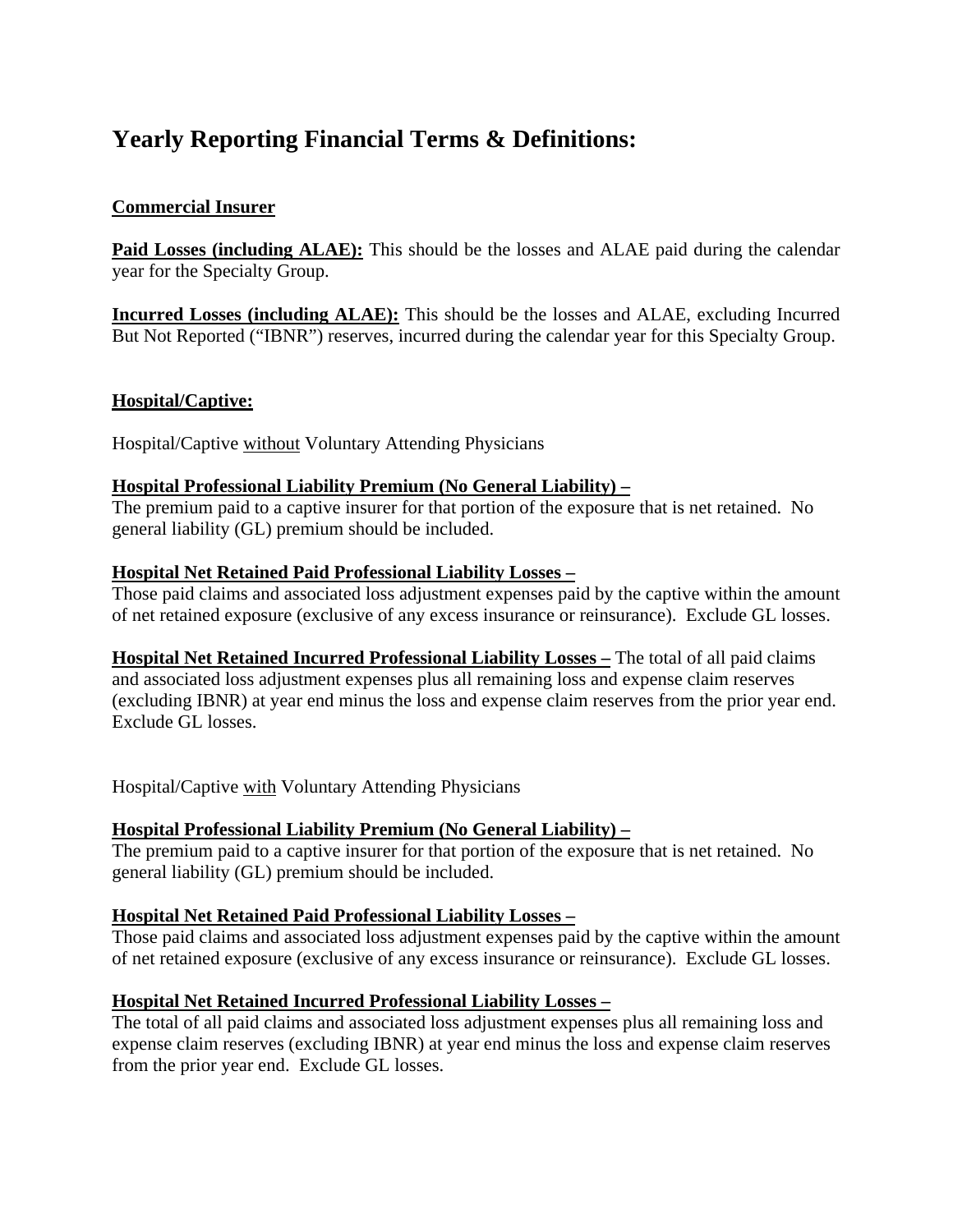# Yearly Reporting Financial Terms & Definitions:

**<u>Commercial Insurer</u>**

**<u>Paid Losses (including ALAE):</u>** This should be the losses and ALAE paid during the calendar year for the Specialty Group.

**<u>Incurred Losses (including ALAE):</u>** This should be the losses and ALAE, excluding Incurred But Not Reported ("IBNR") reserves, incurred during the calendar year for this Specialty Group.

**<u>Hospital/Captive:</u>**

Hospital/Captive <u>without</u> Voluntary Attending Physicians

**<u>Hospital Professional Liability Premium (No General Liability) –</u>**
The premium paid to a captive insurer for that portion of the exposure that is net retained. No general liability (GL) premium should be included.

**<u>Hospital Net Retained Paid Professional Liability Losses –</u>**
Those paid claims and associated loss adjustment expenses paid by the captive within the amount of net retained exposure (exclusive of any excess insurance or reinsurance). Exclude GL losses.

**<u>Hospital Net Retained Incurred Professional Liability Losses –</u>** The total of all paid claims and associated loss adjustment expenses plus all remaining loss and expense claim reserves (excluding IBNR) at year end minus the loss and expense claim reserves from the prior year end. Exclude GL losses.

Hospital/Captive <u>with</u> Voluntary Attending Physicians

**<u>Hospital Professional Liability Premium (No General Liability) –</u>**
The premium paid to a captive insurer for that portion of the exposure that is net retained. No general liability (GL) premium should be included.

**<u>Hospital Net Retained Paid Professional Liability Losses –</u>**
Those paid claims and associated loss adjustment expenses paid by the captive within the amount of net retained exposure (exclusive of any excess insurance or reinsurance). Exclude GL losses.

**<u>Hospital Net Retained Incurred Professional Liability Losses –</u>**
The total of all paid claims and associated loss adjustment expenses plus all remaining loss and expense claim reserves (excluding IBNR) at year end minus the loss and expense claim reserves from the prior year end. Exclude GL losses.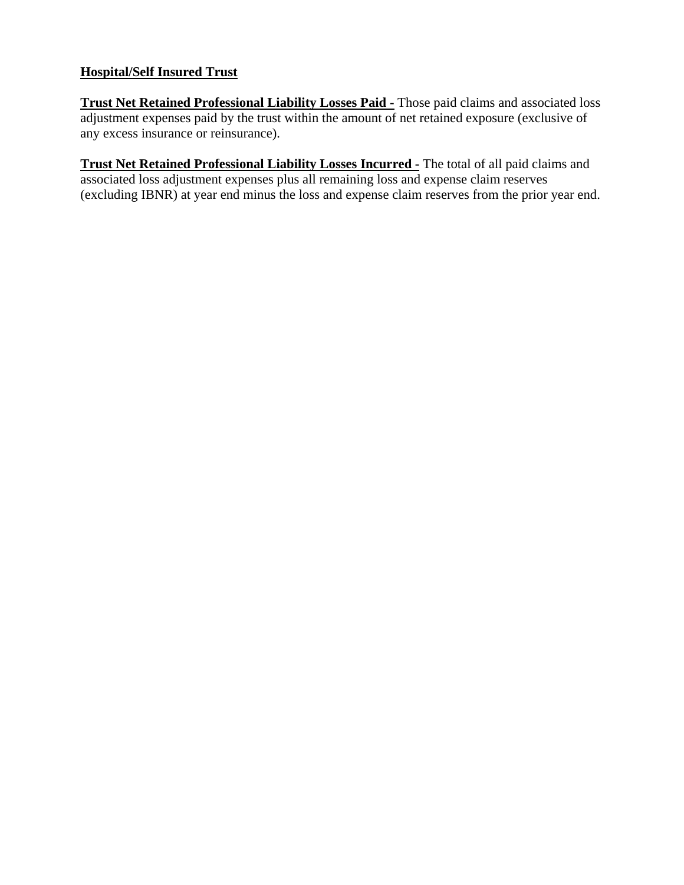**<u>Hospital/Self Insured Trust</u>**

**<u>Trust Net Retained Professional Liability Losses Paid -</u>** Those paid claims and associated loss adjustment expenses paid by the trust within the amount of net retained exposure (exclusive of any excess insurance or reinsurance).

**<u>Trust Net Retained Professional Liability Losses Incurred -</u>** The total of all paid claims and associated loss adjustment expenses plus all remaining loss and expense claim reserves (excluding IBNR) at year end minus the loss and expense claim reserves from the prior year end.